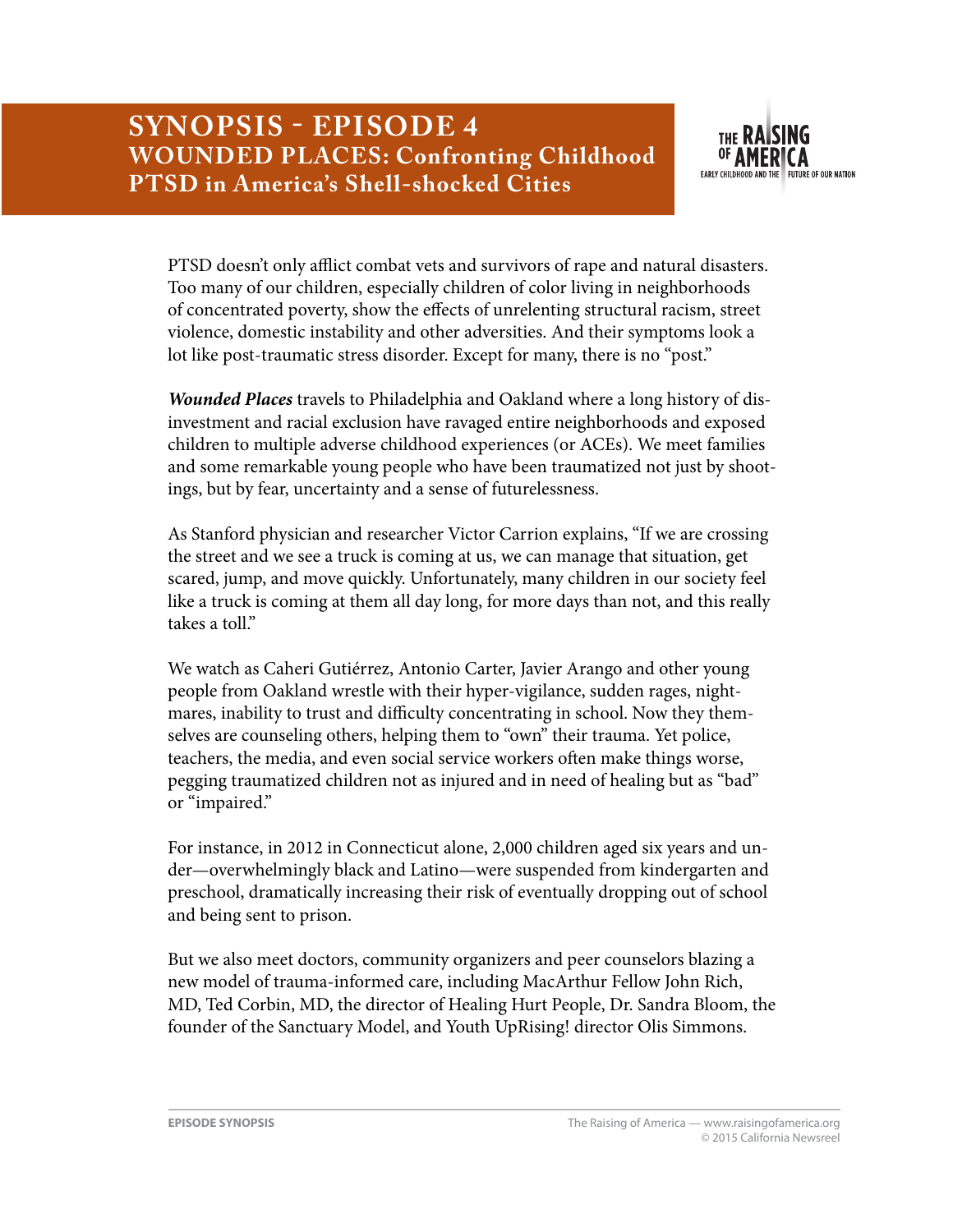# SYNOPSIS - EPISODE 4
## WOUNDED PLACES: Confronting Childhood PTSD in America's Shell-shocked Cities

PTSD doesn't only afflict combat vets and survivors of rape and natural disasters. Too many of our children, especially children of color living in neighborhoods of concentrated poverty, show the effects of unrelenting structural racism, street violence, domestic instability and other adversities. And their symptoms look a lot like post-traumatic stress disorder. Except for many, there is no "post."

***Wounded Places*** travels to Philadelphia and Oakland where a long history of disinvestment and racial exclusion have ravaged entire neighborhoods and exposed children to multiple adverse childhood experiences (or ACEs). We meet families and some remarkable young people who have been traumatized not just by shootings, but by fear, uncertainty and a sense of futurelessness.

As Stanford physician and researcher Victor Carrion explains, "If we are crossing the street and we see a truck is coming at us, we can manage that situation, get scared, jump, and move quickly. Unfortunately, many children in our society feel like a truck is coming at them all day long, for more days than not, and this really takes a toll."

We watch as Caheri Gutiérrez, Antonio Carter, Javier Arango and other young people from Oakland wrestle with their hyper-vigilance, sudden rages, nightmares, inability to trust and difficulty concentrating in school. Now they themselves are counseling others, helping them to "own" their trauma. Yet police, teachers, the media, and even social service workers often make things worse, pegging traumatized children not as injured and in need of healing but as "bad" or "impaired."

For instance, in 2012 in Connecticut alone, 2,000 children aged six years and under—overwhelmingly black and Latino—were suspended from kindergarten and preschool, dramatically increasing their risk of eventually dropping out of school and being sent to prison.

But we also meet doctors, community organizers and peer counselors blazing a new model of trauma-informed care, including MacArthur Fellow John Rich, MD, Ted Corbin, MD, the director of Healing Hurt People, Dr. Sandra Bloom, the founder of the Sanctuary Model, and Youth UpRising! director Olis Simmons.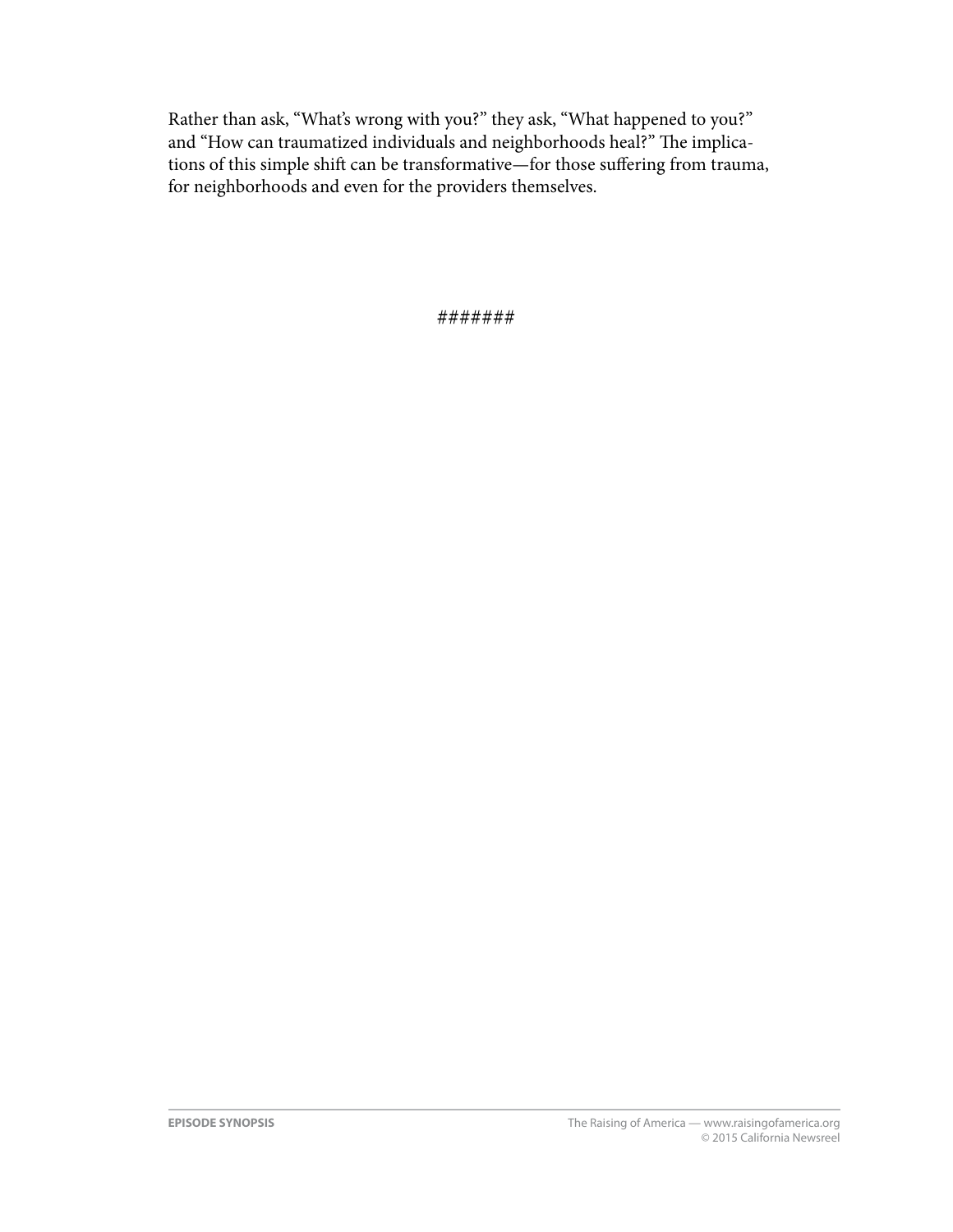Rather than ask, "What's wrong with you?" they ask, "What happened to you?" and "How can traumatized individuals and neighborhoods heal?" The implications of this simple shift can be transformative—for those suffering from trauma, for neighborhoods and even for the providers themselves.

#######